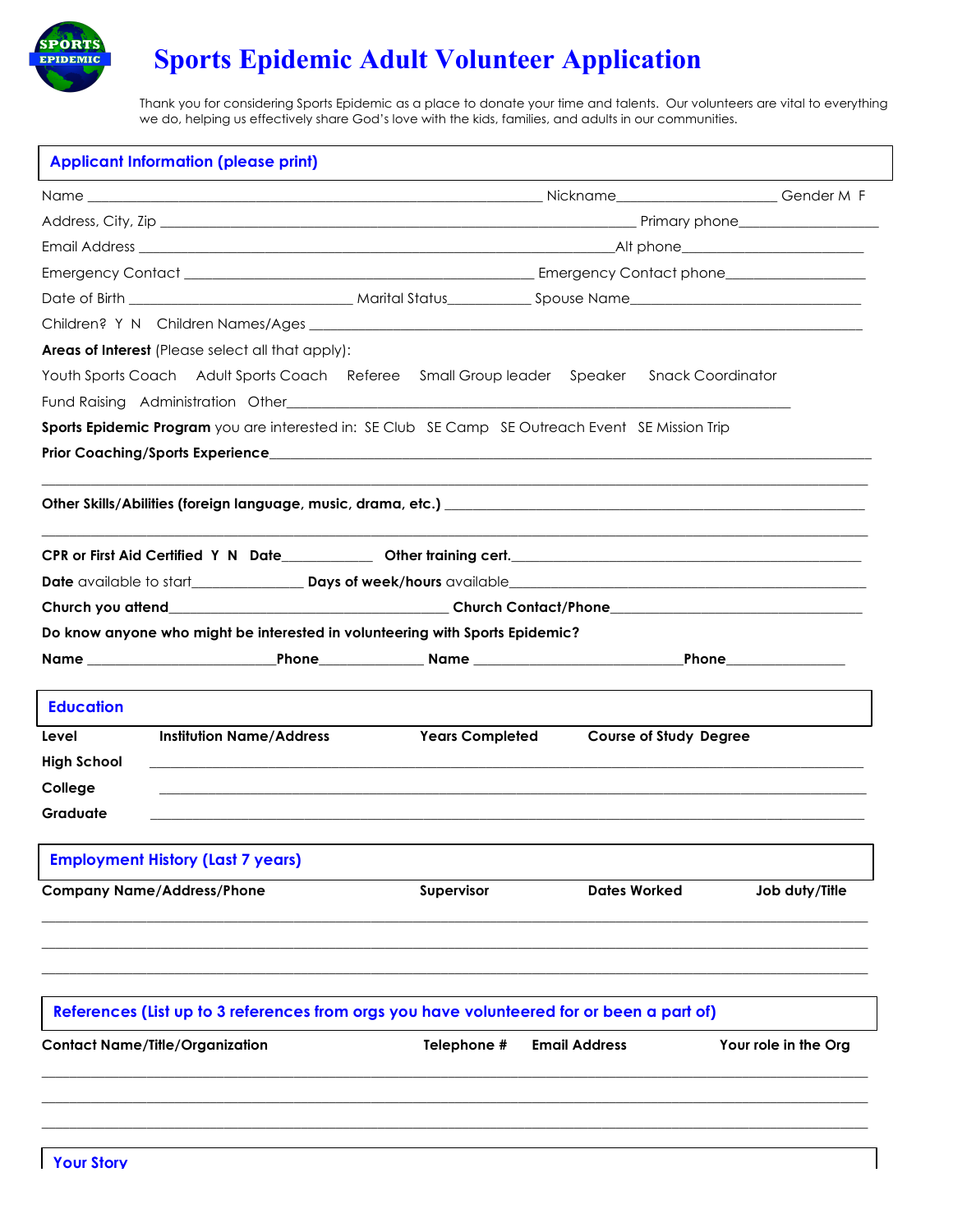# Sports Epidemic Adult Volunteer Application

Thank you for considering Sports Epidemic as a place to donate your time and talents. Our volunteers are vital to everything we do, helping us effectively share God's love with the kids, families, and adults in our communities.

## Applicant Information (please print)

Name ______________________________ Nickname__________________ Gender M F

Address, City, Zip ______________________________ Primary phone__________________

Email Address ______________________________Alt phone__________________

Emergency Contact ______________________________ Emergency Contact phone__________________

Date of Birth ____________________ Marital Status__________ Spouse Name__________________

Children? Y N Children Names/Ages ______________________________

**Areas of Interest** (Please select all that apply):

Youth Sports Coach   Adult Sports Coach   Referee   Small Group leader   Speaker   Snack Coordinator

Fund Raising   Administration   Other______________________________

**Sports Epidemic Program** you are interested in: SE Club   SE Camp   SE Outreach Event   SE Mission Trip

**Prior Coaching/Sports Experience**______________________________

______________________________

**Other Skills/Abilities (foreign language, music, drama, etc.)** ______________________________

______________________________

**CPR or First Aid Certified Y N Date**__________ **Other training cert.**______________________________

**Date** available to start____________ **Days of week/hours** available______________________________

**Church you attend**______________________________ **Church Contact/Phone**______________________________

**Do know anyone who might be interested in volunteering with Sports Epidemic?**

**Name** ____________________**Phone**____________ **Name** ____________________**Phone**____________

## Education

| Level | Institution Name/Address | Years Completed | Course of Study Degree |
|---|---|---|---|
| High School | | | |
| College | | | |
| Graduate | | | |

## Employment History (Last 7 years)

| Company Name/Address/Phone | Supervisor | Dates Worked | Job duty/Title |
|---|---|---|---|
| | | | |
| | | | |
| | | | |

## References (List up to 3 references from orgs you have volunteered for or been a part of)

| Contact Name/Title/Organization | Telephone # | Email Address | Your role in the Org |
|---|---|---|---|
| | | | |
| | | | |
| | | | |

## Your Story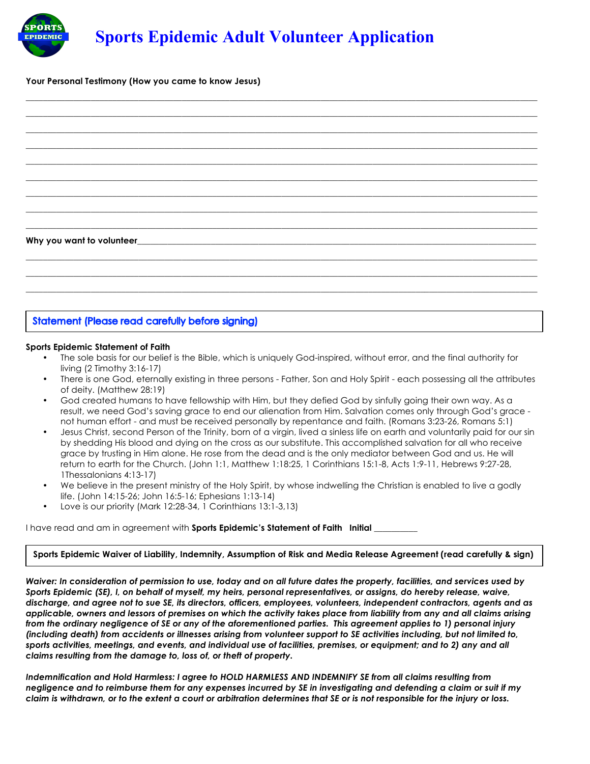# Sports Epidemic Adult Volunteer Application

**Your Personal Testimony (How you came to know Jesus)**

_______________________________________________________________________________

_______________________________________________________________________________

_______________________________________________________________________________

_______________________________________________________________________________

_______________________________________________________________________________

_______________________________________________________________________________

_______________________________________________________________________________

_______________________________________________________________________________

_______________________________________________________________________________

**Why you want to volunteer**_____________________________________________________

_______________________________________________________________________________

_______________________________________________________________________________

_______________________________________________________________________________

## Statement (Please read carefully before signing)

**Sports Epidemic Statement of Faith**

- The sole basis for our belief is the Bible, which is uniquely God-inspired, without error, and the final authority for living (2 Timothy 3:16-17)
- There is one God, eternally existing in three persons - Father, Son and Holy Spirit - each possessing all the attributes of deity. (Matthew 28:19)
- God created humans to have fellowship with Him, but they defied God by sinfully going their own way. As a result, we need God's saving grace to end our alienation from Him. Salvation comes only through God's grace - not human effort - and must be received personally by repentance and faith. (Romans 3:23-26, Romans 5:1)
- Jesus Christ, second Person of the Trinity, born of a virgin, lived a sinless life on earth and voluntarily paid for our sin by shedding His blood and dying on the cross as our substitute. This accomplished salvation for all who receive grace by trusting in Him alone. He rose from the dead and is the only mediator between God and us. He will return to earth for the Church. (John 1:1, Matthew 1:18:25, 1 Corinthians 15:1-8, Acts 1:9-11, Hebrews 9:27-28, 1Thessalonians 4:13-17)
- We believe in the present ministry of the Holy Spirit, by whose indwelling the Christian is enabled to live a godly life. (John 14:15-26; John 16:5-16; Ephesians 1:13-14)
- Love is our priority (Mark 12:28-34, 1 Corinthians 13:1-3,13)

I have read and am in agreement with **Sports Epidemic's Statement of Faith** **Initial** __________

**Sports Epidemic Waiver of Liability, Indemnity, Assumption of Risk and Media Release Agreement (read carefully & sign)**

***Waiver: In consideration of permission to use, today and on all future dates the property, facilities, and services used by Sports Epidemic (SE), I, on behalf of myself, my heirs, personal representatives, or assigns, do hereby release, waive, discharge, and agree not to sue SE, its directors, officers, employees, volunteers, independent contractors, agents and as applicable, owners and lessors of premises on which the activity takes place from liability from any and all claims arising from the ordinary negligence of SE or any of the aforementioned parties. This agreement applies to 1) personal injury (including death) from accidents or illnesses arising from volunteer support to SE activities including, but not limited to, sports activities, meetings, and events, and individual use of facilities, premises, or equipment; and to 2) any and all claims resulting from the damage to, loss of, or theft of property.***

***Indemnification and Hold Harmless: I agree to HOLD HARMLESS AND INDEMNIFY SE from all claims resulting from negligence and to reimburse them for any expenses incurred by SE in investigating and defending a claim or suit if my claim is withdrawn, or to the extent a court or arbitration determines that SE or is not responsible for the injury or loss.***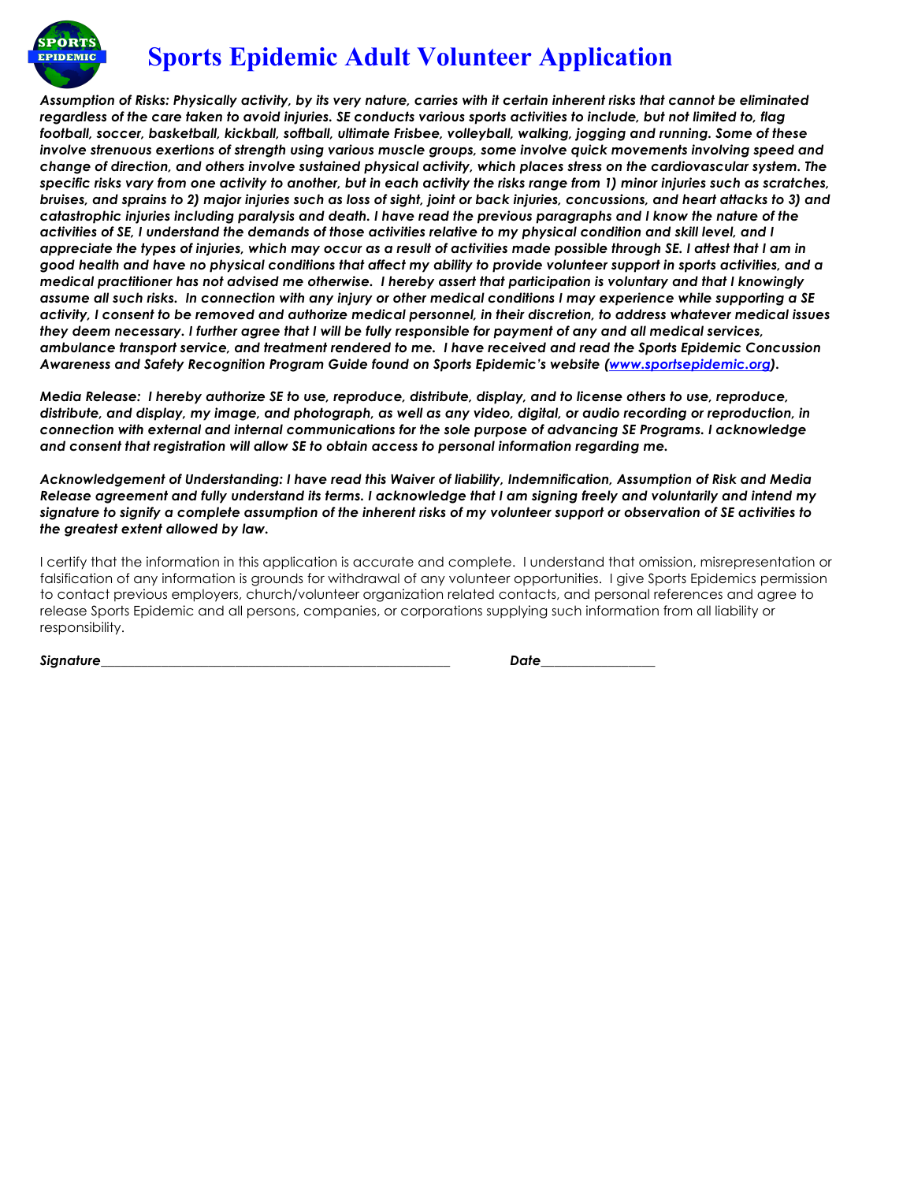# Sports Epidemic Adult Volunteer Application

***Assumption of Risks: Physically activity, by its very nature, carries with it certain inherent risks that cannot be eliminated regardless of the care taken to avoid injuries. SE conducts various sports activities to include, but not limited to, flag football, soccer, basketball, kickball, softball, ultimate Frisbee, volleyball, walking, jogging and running. Some of these involve strenuous exertions of strength using various muscle groups, some involve quick movements involving speed and change of direction, and others involve sustained physical activity, which places stress on the cardiovascular system. The specific risks vary from one activity to another, but in each activity the risks range from 1) minor injuries such as scratches, bruises, and sprains to 2) major injuries such as loss of sight, joint or back injuries, concussions, and heart attacks to 3) and catastrophic injuries including paralysis and death. I have read the previous paragraphs and I know the nature of the activities of SE, I understand the demands of those activities relative to my physical condition and skill level, and I appreciate the types of injuries, which may occur as a result of activities made possible through SE. I attest that I am in good health and have no physical conditions that affect my ability to provide volunteer support in sports activities, and a medical practitioner has not advised me otherwise. I hereby assert that participation is voluntary and that I knowingly assume all such risks. In connection with any injury or other medical conditions I may experience while supporting a SE activity, I consent to be removed and authorize medical personnel, in their discretion, to address whatever medical issues they deem necessary. I further agree that I will be fully responsible for payment of any and all medical services, ambulance transport service, and treatment rendered to me. I have received and read the Sports Epidemic Concussion Awareness and Safety Recognition Program Guide found on Sports Epidemic's website ([www.sportsepidemic.org](http://www.sportsepidemic.org)).***

***Media Release: I hereby authorize SE to use, reproduce, distribute, display, and to license others to use, reproduce, distribute, and display, my image, and photograph, as well as any video, digital, or audio recording or reproduction, in connection with external and internal communications for the sole purpose of advancing SE Programs. I acknowledge and consent that registration will allow SE to obtain access to personal information regarding me.***

***Acknowledgement of Understanding: I have read this Waiver of liability, Indemnification, Assumption of Risk and Media Release agreement and fully understand its terms. I acknowledge that I am signing freely and voluntarily and intend my signature to signify a complete assumption of the inherent risks of my volunteer support or observation of SE activities to the greatest extent allowed by law.***

I certify that the information in this application is accurate and complete. I understand that omission, misrepresentation or falsification of any information is grounds for withdrawal of any volunteer opportunities. I give Sports Epidemics permission to contact previous employers, church/volunteer organization related contacts, and personal references and agree to release Sports Epidemic and all persons, companies, or corporations supplying such information from all liability or responsibility.

***Signature***_______________________________________________ ***Date***________________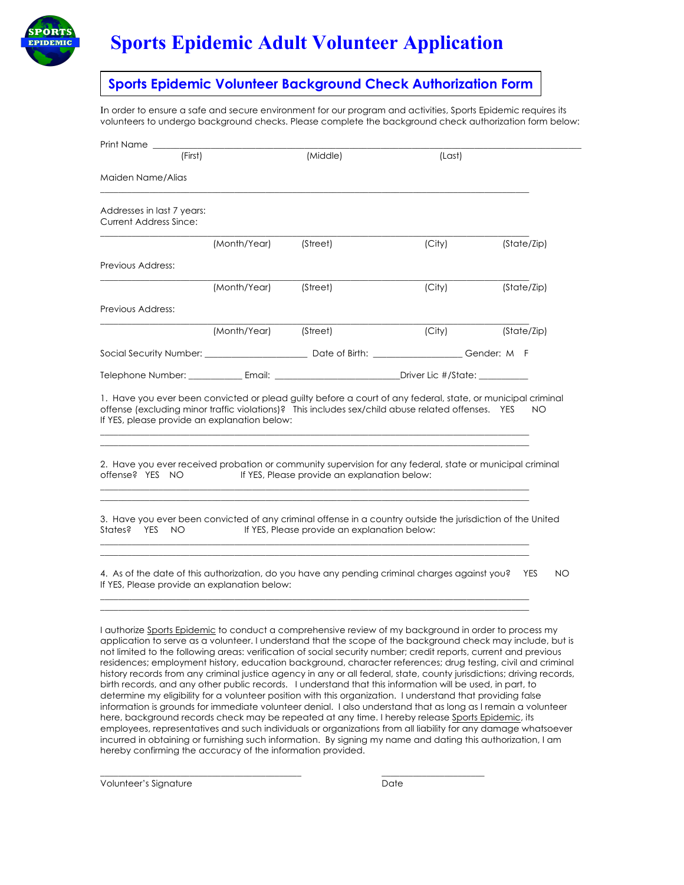# Sports Epidemic Adult Volunteer Application

## Sports Epidemic Volunteer Background Check Authorization Form

In order to ensure a safe and secure environment for our program and activities, Sports Epidemic requires its volunteers to undergo background checks. Please complete the background check authorization form below:

Print Name \_\_\_\_\_\_\_\_\_\_\_\_\_\_\_\_\_\_\_\_\_\_\_\_\_\_\_\_\_\_\_\_\_\_\_\_\_\_\_\_\_\_\_\_\_\_\_\_\_\_\_\_\_\_\_\_\_\_\_\_\_\_\_\_\_\_\_\_\_\_

(First) (Middle) (Last)

Maiden Name/Alias

\_\_\_\_\_\_\_\_\_\_\_\_\_\_\_\_\_\_\_\_\_\_\_\_\_\_\_\_\_\_\_\_\_\_\_\_\_\_\_\_\_\_\_\_\_\_\_\_\_\_\_\_\_\_\_\_\_\_\_\_\_\_\_\_\_\_\_\_\_\_\_\_\_\_\_\_

Addresses in last 7 years:
Current Address Since:

\_\_\_\_\_\_\_\_\_\_\_\_\_\_\_\_\_\_\_\_\_\_\_\_\_\_\_\_\_\_\_\_\_\_\_\_\_\_\_\_\_\_\_\_\_\_\_\_\_\_\_\_\_\_\_\_\_\_\_\_\_\_\_\_\_\_\_\_\_\_\_\_\_\_\_\_

(Month/Year) (Street) (City) (State/Zip)

Previous Address:

\_\_\_\_\_\_\_\_\_\_\_\_\_\_\_\_\_\_\_\_\_\_\_\_\_\_\_\_\_\_\_\_\_\_\_\_\_\_\_\_\_\_\_\_\_\_\_\_\_\_\_\_\_\_\_\_\_\_\_\_\_\_\_\_\_\_\_\_\_\_\_\_\_\_\_\_

(Month/Year) (Street) (City) (State/Zip)

Previous Address:

\_\_\_\_\_\_\_\_\_\_\_\_\_\_\_\_\_\_\_\_\_\_\_\_\_\_\_\_\_\_\_\_\_\_\_\_\_\_\_\_\_\_\_\_\_\_\_\_\_\_\_\_\_\_\_\_\_\_\_\_\_\_\_\_\_\_\_\_\_\_\_\_\_\_\_\_

(Month/Year) (Street) (City) (State/Zip)

Social Security Number: \_\_\_\_\_\_\_\_\_\_\_\_\_\_\_\_\_\_\_\_\_\_ Date of Birth: \_\_\_\_\_\_\_\_\_\_\_\_\_\_\_\_\_\_\_ Gender: M F

Telephone Number: \_\_\_\_\_\_\_\_\_\_\_\_ Email: \_\_\_\_\_\_\_\_\_\_\_\_\_\_\_\_\_\_\_\_\_\_\_\_\_\_Driver Lic #/State: \_\_\_\_\_\_\_\_\_\_\_

1. Have you ever been convicted or plead guilty before a court of any federal, state, or municipal criminal offense (excluding minor traffic violations)? This includes sex/child abuse related offenses. YES NO
If YES, please provide an explanation below:

\_\_\_\_\_\_\_\_\_\_\_\_\_\_\_\_\_\_\_\_\_\_\_\_\_\_\_\_\_\_\_\_\_\_\_\_\_\_\_\_\_\_\_\_\_\_\_\_\_\_\_\_\_\_\_\_\_\_\_\_\_\_\_\_\_\_\_\_\_\_\_\_\_\_\_\_
\_\_\_\_\_\_\_\_\_\_\_\_\_\_\_\_\_\_\_\_\_\_\_\_\_\_\_\_\_\_\_\_\_\_\_\_\_\_\_\_\_\_\_\_\_\_\_\_\_\_\_\_\_\_\_\_\_\_\_\_\_\_\_\_\_\_\_\_\_\_\_\_\_\_\_\_

2. Have you ever received probation or community supervision for any federal, state or municipal criminal offense? YES NO If YES, Please provide an explanation below:

\_\_\_\_\_\_\_\_\_\_\_\_\_\_\_\_\_\_\_\_\_\_\_\_\_\_\_\_\_\_\_\_\_\_\_\_\_\_\_\_\_\_\_\_\_\_\_\_\_\_\_\_\_\_\_\_\_\_\_\_\_\_\_\_\_\_\_\_\_\_\_\_\_\_\_\_
\_\_\_\_\_\_\_\_\_\_\_\_\_\_\_\_\_\_\_\_\_\_\_\_\_\_\_\_\_\_\_\_\_\_\_\_\_\_\_\_\_\_\_\_\_\_\_\_\_\_\_\_\_\_\_\_\_\_\_\_\_\_\_\_\_\_\_\_\_\_\_\_\_\_\_\_

3. Have you ever been convicted of any criminal offense in a country outside the jurisdiction of the United States? YES NO If YES, Please provide an explanation below:

\_\_\_\_\_\_\_\_\_\_\_\_\_\_\_\_\_\_\_\_\_\_\_\_\_\_\_\_\_\_\_\_\_\_\_\_\_\_\_\_\_\_\_\_\_\_\_\_\_\_\_\_\_\_\_\_\_\_\_\_\_\_\_\_\_\_\_\_\_\_\_\_\_\_\_\_
\_\_\_\_\_\_\_\_\_\_\_\_\_\_\_\_\_\_\_\_\_\_\_\_\_\_\_\_\_\_\_\_\_\_\_\_\_\_\_\_\_\_\_\_\_\_\_\_\_\_\_\_\_\_\_\_\_\_\_\_\_\_\_\_\_\_\_\_\_\_\_\_\_\_\_\_

4. As of the date of this authorization, do you have any pending criminal charges against you? YES NO
If YES, Please provide an explanation below:

\_\_\_\_\_\_\_\_\_\_\_\_\_\_\_\_\_\_\_\_\_\_\_\_\_\_\_\_\_\_\_\_\_\_\_\_\_\_\_\_\_\_\_\_\_\_\_\_\_\_\_\_\_\_\_\_\_\_\_\_\_\_\_\_\_\_\_\_\_\_\_\_\_\_\_\_
\_\_\_\_\_\_\_\_\_\_\_\_\_\_\_\_\_\_\_\_\_\_\_\_\_\_\_\_\_\_\_\_\_\_\_\_\_\_\_\_\_\_\_\_\_\_\_\_\_\_\_\_\_\_\_\_\_\_\_\_\_\_\_\_\_\_\_\_\_\_\_\_\_\_\_\_

I authorize Sports Epidemic to conduct a comprehensive review of my background in order to process my application to serve as a volunteer. I understand that the scope of the background check may include, but is not limited to the following areas: verification of social security number; credit reports, current and previous residences; employment history, education background, character references; drug testing, civil and criminal history records from any criminal justice agency in any or all federal, state, county jurisdictions; driving records, birth records, and any other public records. I understand that this information will be used, in part, to determine my eligibility for a volunteer position with this organization. I understand that providing false information is grounds for immediate volunteer denial. I also understand that as long as I remain a volunteer here, background records check may be repeated at any time. I hereby release Sports Epidemic, its employees, representatives and such individuals or organizations from all liability for any damage whatsoever incurred in obtaining or furnishing such information. By signing my name and dating this authorization, I am hereby confirming the accuracy of the information provided.

\_\_\_\_\_\_\_\_\_\_\_\_\_\_\_\_\_\_\_\_\_\_\_\_\_\_\_\_\_\_\_\_\_\_\_\_\_\_\_\_\_\_ \_\_\_\_\_\_\_\_\_\_\_\_\_\_\_\_\_\_\_\_\_\_

Volunteer's Signature Date